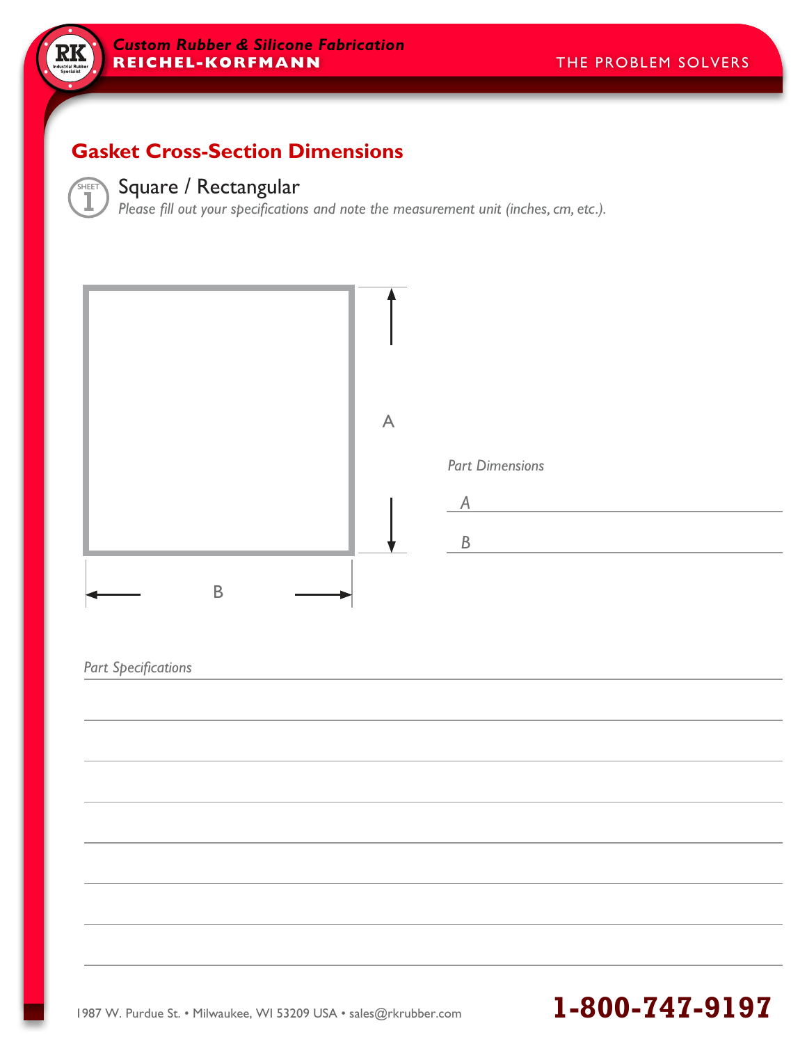Custom Rubber & Silicone Fabrication
REICHEL-KORFMANN

THE PROBLEM SOLVERS

## Gasket Cross-Section Dimensions

### SHEET 1 Square / Rectangular

*Please fill out your specifications and note the measurement unit (inches, cm, etc.).*

A

B

*Part Dimensions*

*A* \_\_\_\_\_\_\_\_\_\_\_\_\_\_\_\_\_\_\_\_

*B* \_\_\_\_\_\_\_\_\_\_\_\_\_\_\_\_\_\_\_\_

*Part Specifications*

1987 W. Purdue St. • Milwaukee, WI 53209 USA • sales@rkrubber.com

**1-800-747-9197**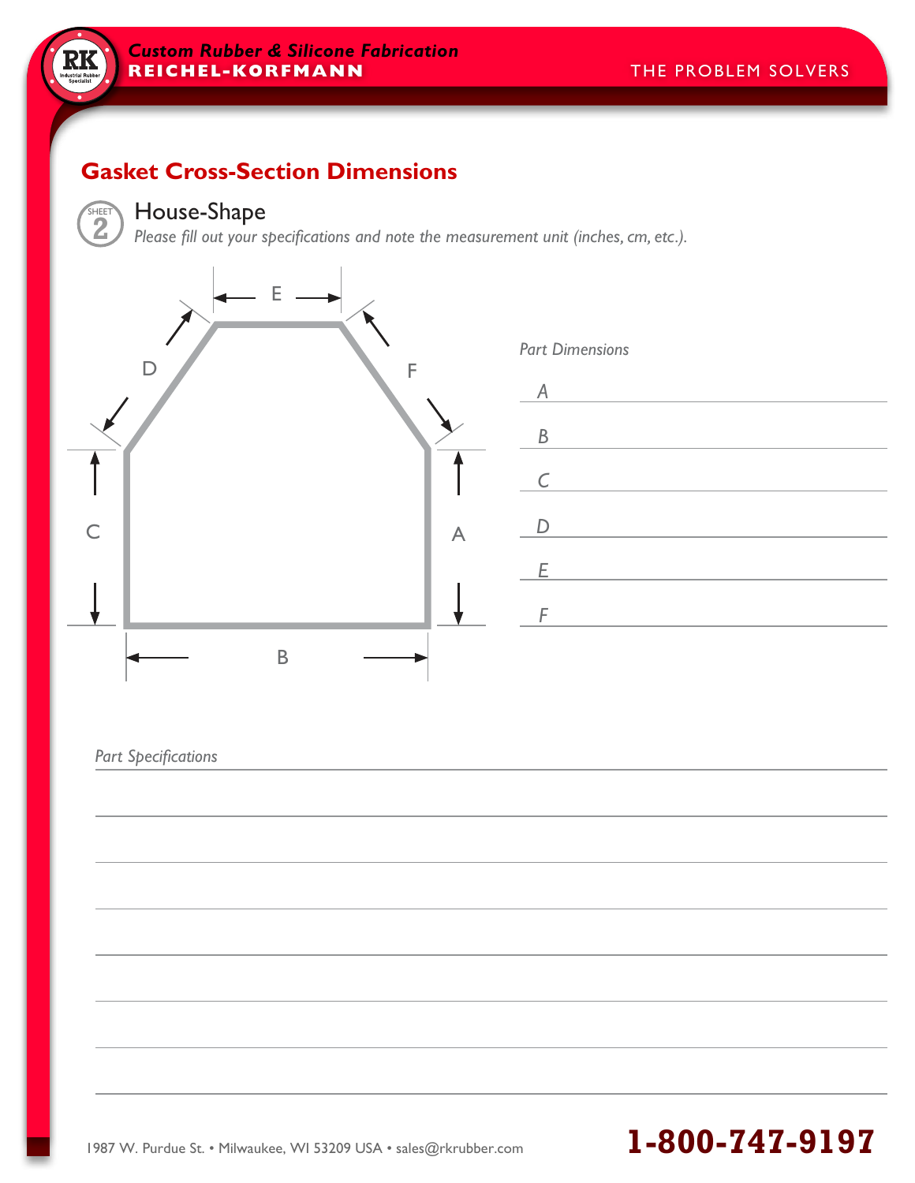## Gasket Cross-Section Dimensions

### House-Shape

SHEET 2

*Please fill out your specifications and note the measurement unit (inches, cm, etc.).*

E

D

F

C

A

B

*Part Dimensions*

*A* \_\_\_\_\_\_\_\_\_\_\_\_\_\_\_\_\_\_\_\_

*B* \_\_\_\_\_\_\_\_\_\_\_\_\_\_\_\_\_\_\_\_

*C* \_\_\_\_\_\_\_\_\_\_\_\_\_\_\_\_\_\_\_\_

*D* \_\_\_\_\_\_\_\_\_\_\_\_\_\_\_\_\_\_\_\_

*E* \_\_\_\_\_\_\_\_\_\_\_\_\_\_\_\_\_\_\_\_

*F* \_\_\_\_\_\_\_\_\_\_\_\_\_\_\_\_\_\_\_\_

*Part Specifications*

1987 W. Purdue St. • Milwaukee, WI 53209 USA • sales@rkrubber.com

**1-800-747-9197**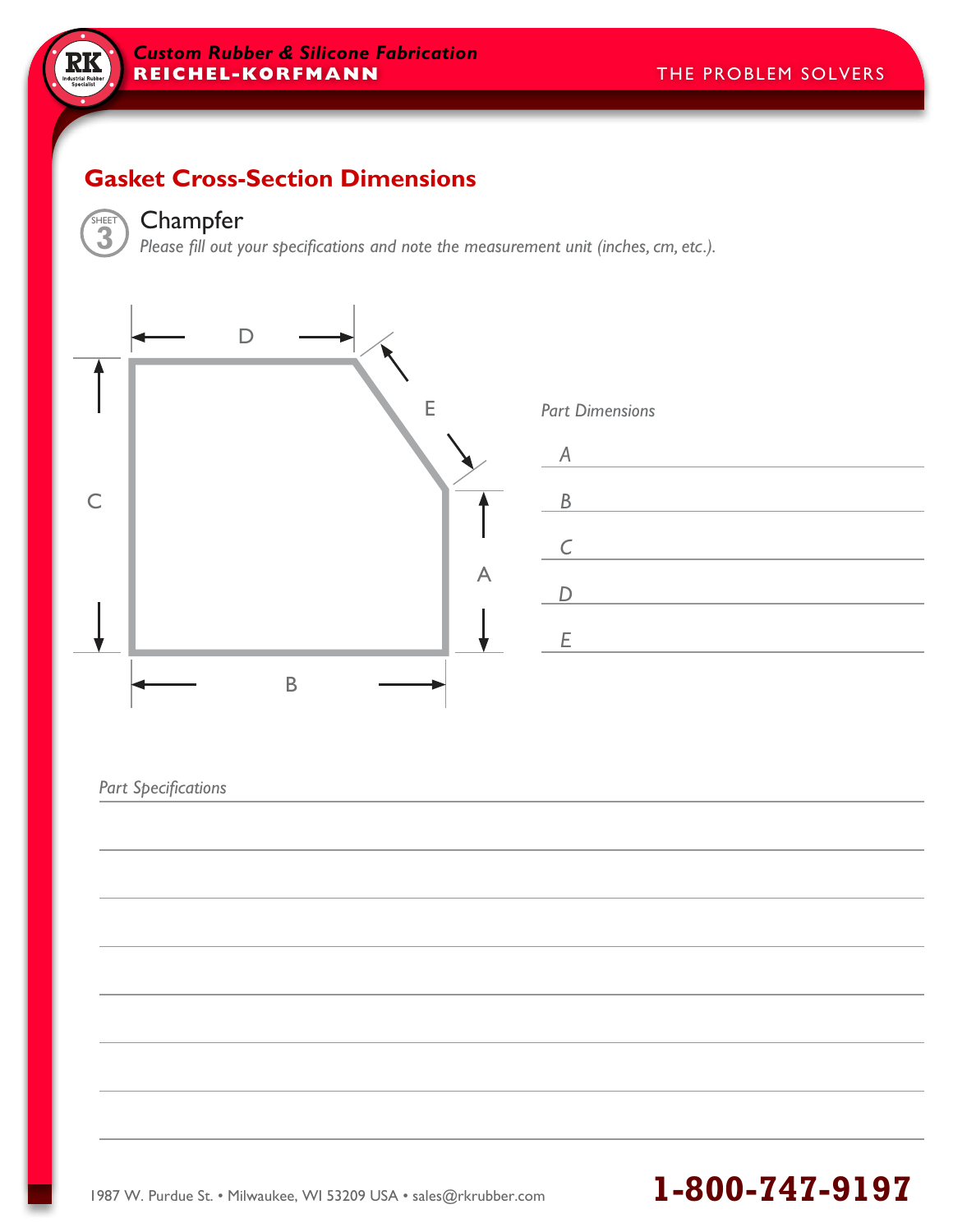Custom Rubber & Silicone Fabrication

REICHEL-KORFMANN

THE PROBLEM SOLVERS

## Gasket Cross-Section Dimensions

SHEET 3

### Champfer

*Please fill out your specifications and note the measurement unit (inches, cm, etc.).*

D

E

C

A

B

*Part Dimensions*

*A* \_\_\_\_\_\_\_\_\_\_\_\_\_\_\_\_\_\_\_\_

*B* \_\_\_\_\_\_\_\_\_\_\_\_\_\_\_\_\_\_\_\_

*C* \_\_\_\_\_\_\_\_\_\_\_\_\_\_\_\_\_\_\_\_

*D* \_\_\_\_\_\_\_\_\_\_\_\_\_\_\_\_\_\_\_\_

*E* \_\_\_\_\_\_\_\_\_\_\_\_\_\_\_\_\_\_\_\_

*Part Specifications*

1987 W. Purdue St. • Milwaukee, WI 53209 USA • sales@rkrubber.com

**1-800-747-9197**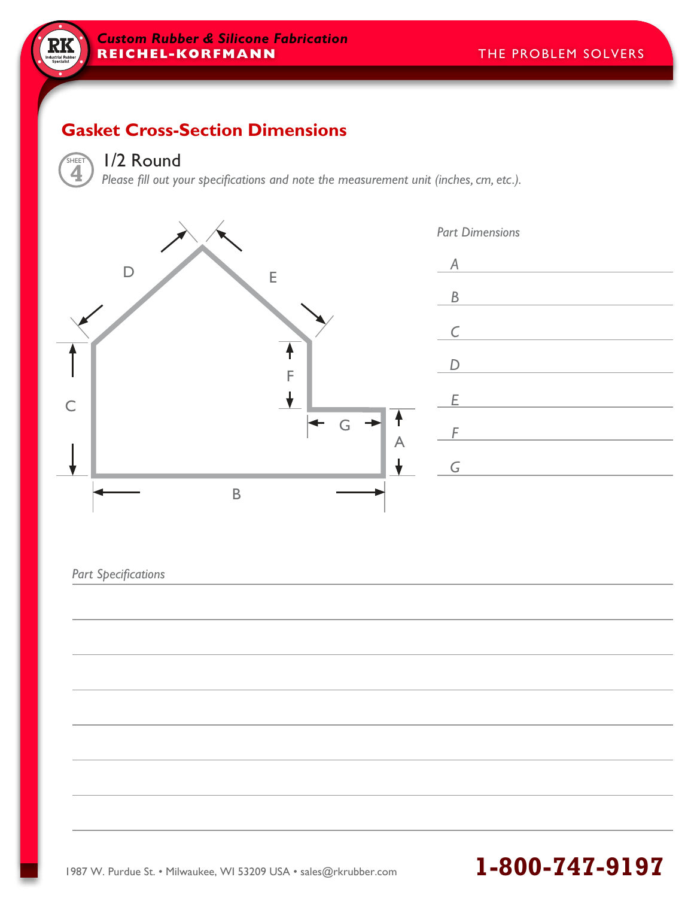## Gasket Cross-Section Dimensions

SHEET 4

### 1/2 Round

*Please fill out your specifications and note the measurement unit (inches, cm, etc.).*

D

E

F

C

G

A

B

*Part Dimensions*

*A* \_\_\_\_\_\_\_\_\_\_\_\_\_\_\_\_\_\_\_\_

*B* \_\_\_\_\_\_\_\_\_\_\_\_\_\_\_\_\_\_\_\_

*C* \_\_\_\_\_\_\_\_\_\_\_\_\_\_\_\_\_\_\_\_

*D* \_\_\_\_\_\_\_\_\_\_\_\_\_\_\_\_\_\_\_\_

*E* \_\_\_\_\_\_\_\_\_\_\_\_\_\_\_\_\_\_\_\_

*F* \_\_\_\_\_\_\_\_\_\_\_\_\_\_\_\_\_\_\_\_

*G* \_\_\_\_\_\_\_\_\_\_\_\_\_\_\_\_\_\_\_\_

*Part Specifications*

1987 W. Purdue St. • Milwaukee, WI 53209 USA • sales@rkrubber.com

**1-800-747-9197**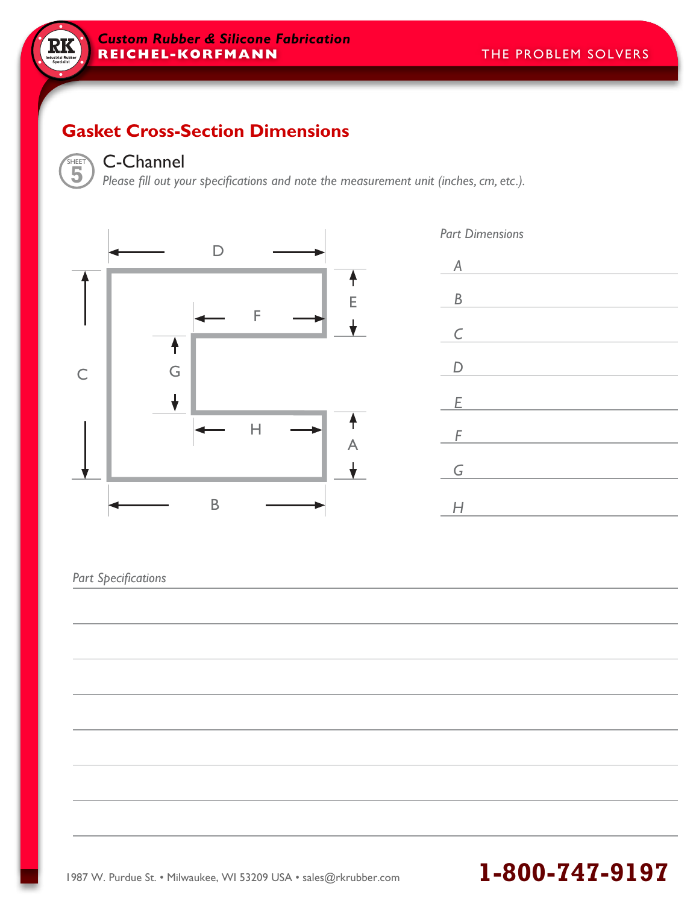## Gasket Cross-Section Dimensions

SHEET 5

### C-Channel

*Please fill out your specifications and note the measurement unit (inches, cm, etc.).*

D

E

F

C

G

H

A

B

*Part Dimensions*

A ______________________

B ______________________

C ______________________

D ______________________

E ______________________

F ______________________

G ______________________

H ______________________

*Part Specifications*

______________________________________________

______________________________________________

______________________________________________

______________________________________________

______________________________________________

______________________________________________

______________________________________________

1987 W. Purdue St. • Milwaukee, WI 53209 USA • sales@rkrubber.com

**1-800-747-9197**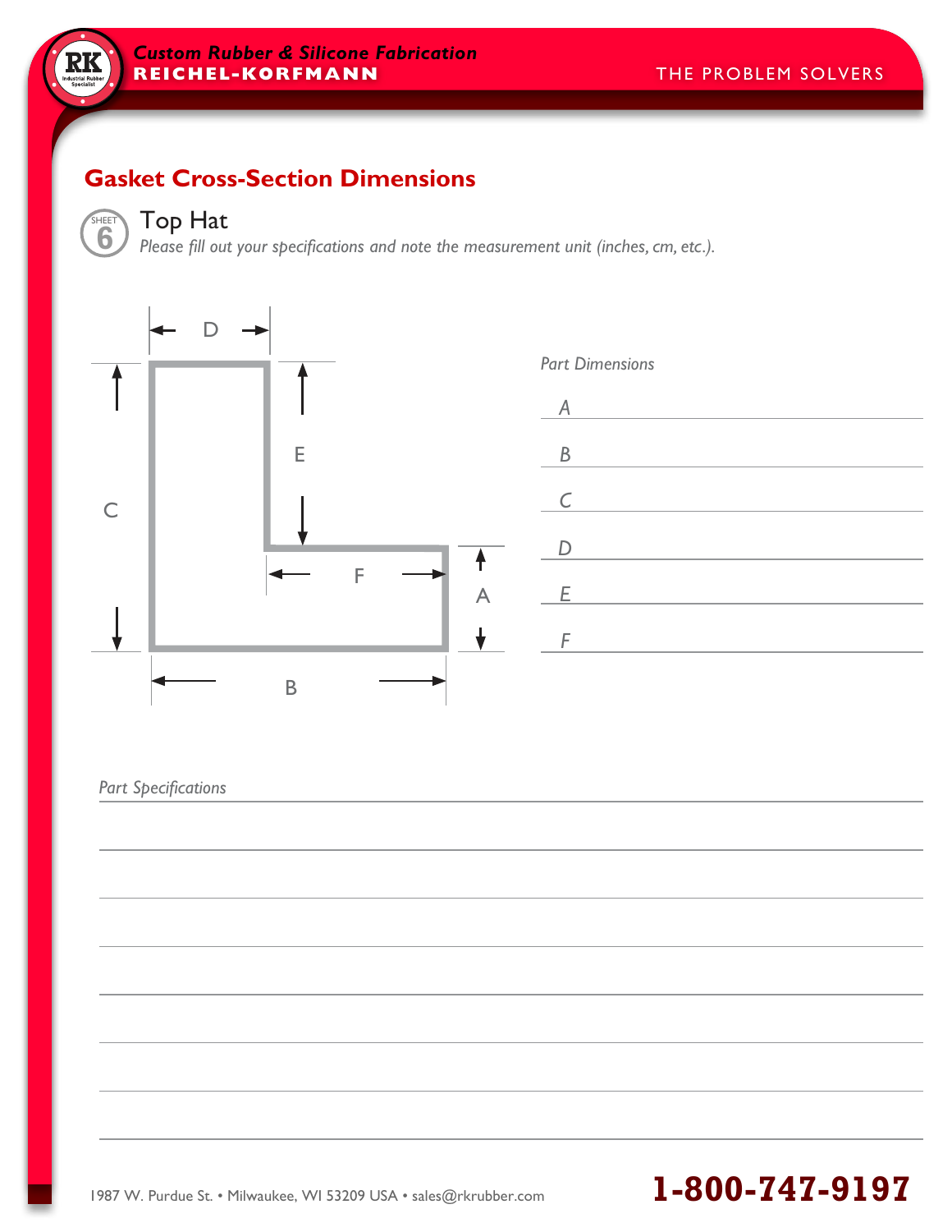Custom Rubber & Silicone Fabrication
REICHEL-KORFMANN

THE PROBLEM SOLVERS

## Gasket Cross-Section Dimensions

SHEET 6

### Top Hat

*Please fill out your specifications and note the measurement unit (inches, cm, etc.).*

D

E

C

F

A

B

*Part Dimensions*

*A* \_\_\_\_\_\_\_\_\_\_\_\_\_\_\_\_\_\_\_\_

*B* \_\_\_\_\_\_\_\_\_\_\_\_\_\_\_\_\_\_\_\_

*C* \_\_\_\_\_\_\_\_\_\_\_\_\_\_\_\_\_\_\_\_

*D* \_\_\_\_\_\_\_\_\_\_\_\_\_\_\_\_\_\_\_\_

*E* \_\_\_\_\_\_\_\_\_\_\_\_\_\_\_\_\_\_\_\_

*F* \_\_\_\_\_\_\_\_\_\_\_\_\_\_\_\_\_\_\_\_

*Part Specifications*

1987 W. Purdue St. • Milwaukee, WI 53209 USA • sales@rkrubber.com

**1-800-747-9197**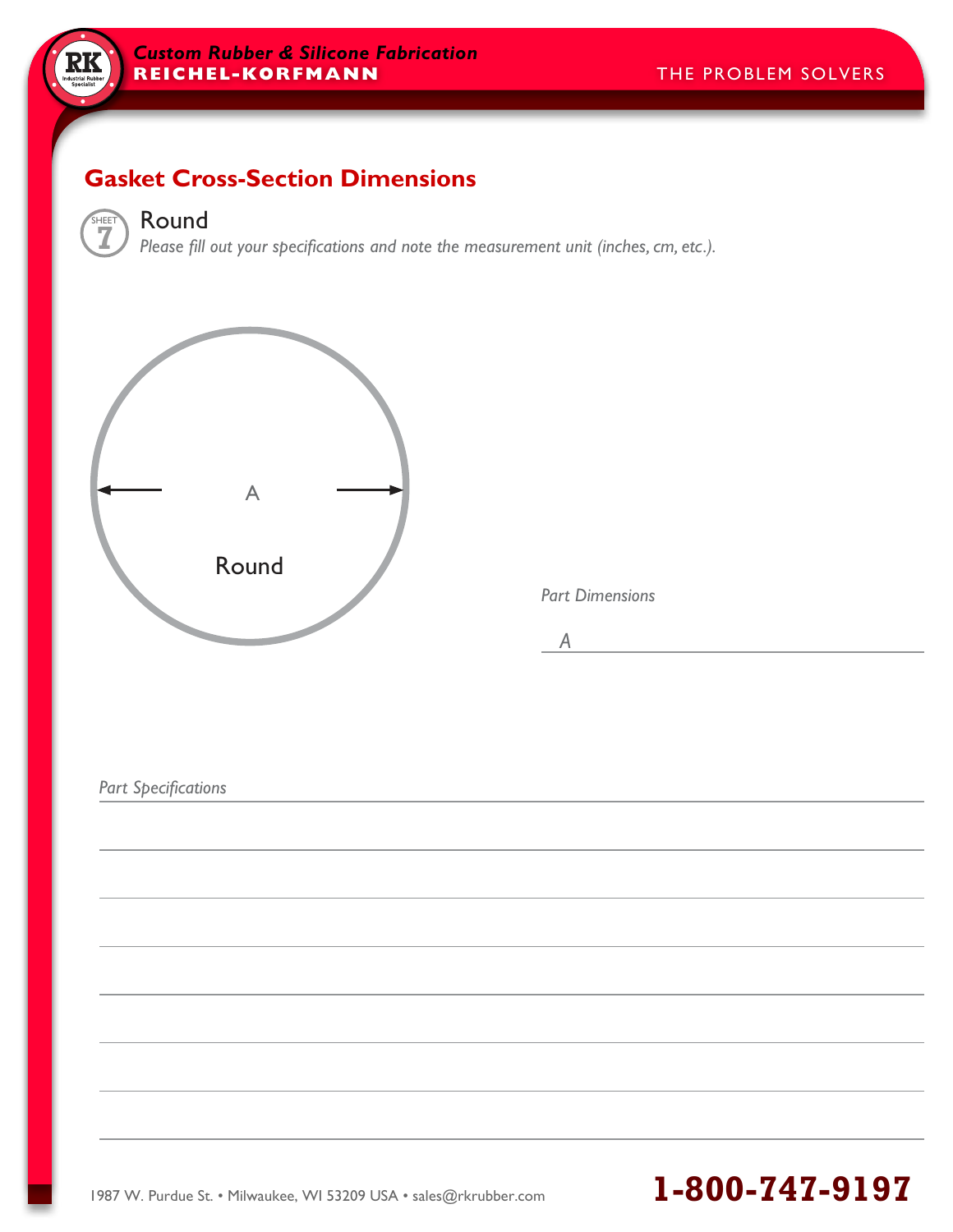## Gasket Cross-Section Dimensions

SHEET 7

### Round

*Please fill out your specifications and note the measurement unit (inches, cm, etc.).*

A

Round

*Part Dimensions*

*A* \_\_\_\_\_\_\_\_\_\_\_\_\_\_\_\_\_\_\_\_\_\_\_\_\_\_\_\_

*Part Specifications*

1987 W. Purdue St. • Milwaukee, WI 53209 USA • sales@rkrubber.com

**1-800-747-9197**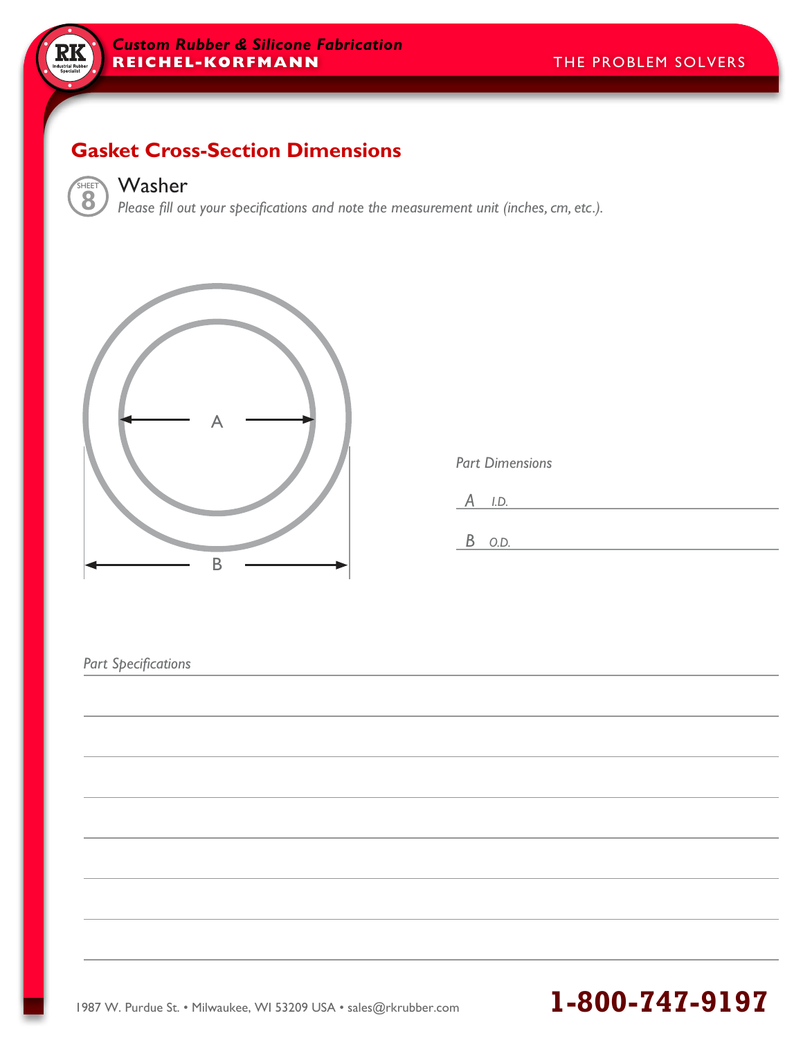## Gasket Cross-Section Dimensions

### Washer

*Please fill out your specifications and note the measurement unit (inches, cm, etc.).*

A

B

*Part Dimensions*

*A I.D.* ______________________

*B O.D.* ______________________

*Part Specifications*

______________________

______________________

______________________

______________________

______________________

______________________

______________________

1987 W. Purdue St. • Milwaukee, WI 53209 USA • sales@rkrubber.com

**1-800-747-9197**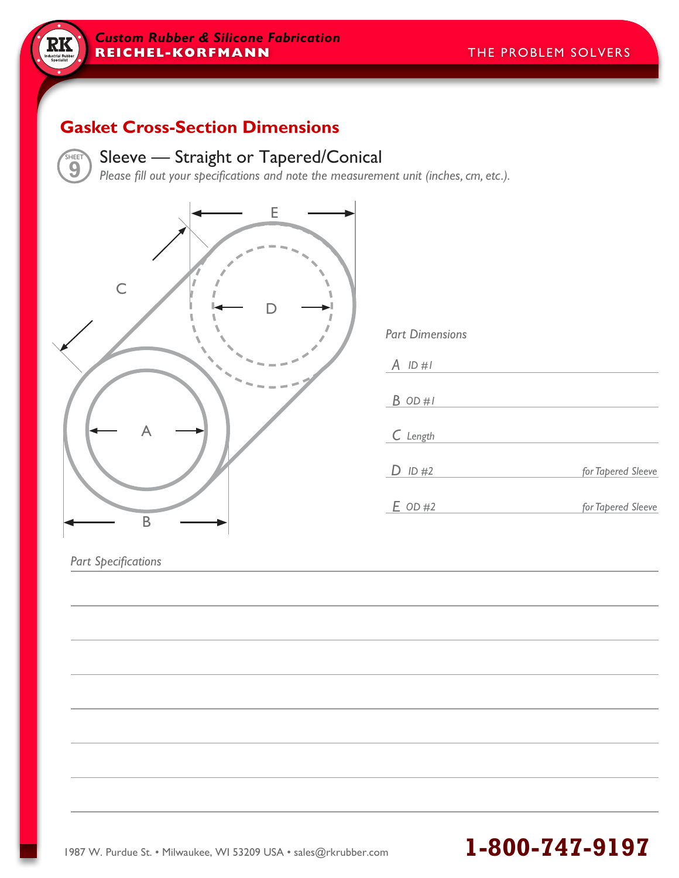## Gasket Cross-Section Dimensions

### SHEET 9 Sleeve — Straight or Tapered/Conical

*Please fill out your specifications and note the measurement unit (inches, cm, etc.).*

E

C

D

A

B

*Part Dimensions*

*A* *ID #1* \_\_\_\_\_\_\_\_\_\_\_\_\_\_\_\_\_\_\_\_

*B* *OD #1* \_\_\_\_\_\_\_\_\_\_\_\_\_\_\_\_\_\_\_\_

*C* *Length* \_\_\_\_\_\_\_\_\_\_\_\_\_\_\_\_\_\_\_\_

*D* *ID #2* \_\_\_\_\_\_\_\_\_\_\_\_\_\_\_\_\_\_\_\_ *for Tapered Sleeve*

*E* *OD #2* \_\_\_\_\_\_\_\_\_\_\_\_\_\_\_\_\_\_\_\_ *for Tapered Sleeve*

*Part Specifications*

1987 W. Purdue St. • Milwaukee, WI 53209 USA • sales@rkrubber.com

**1-800-747-9197**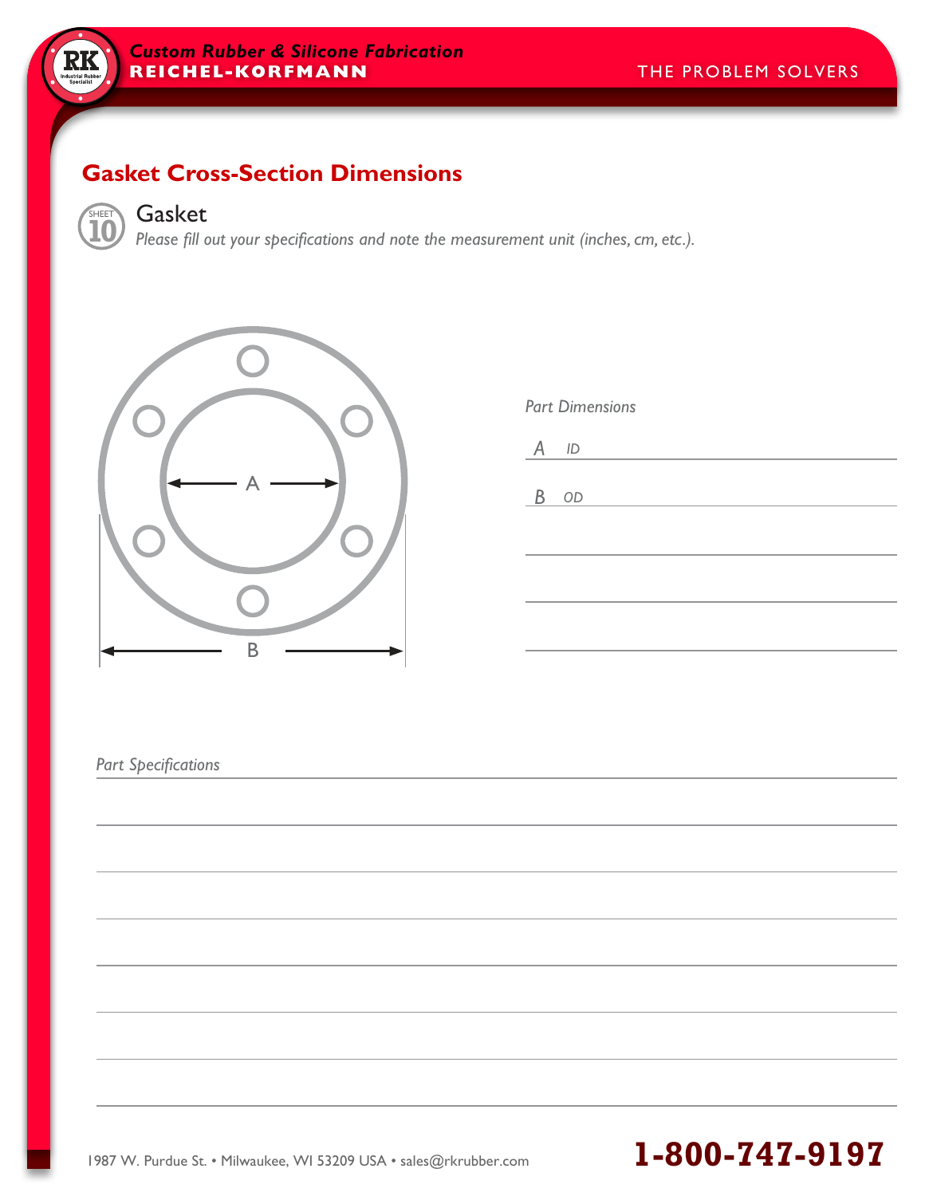## Gasket Cross-Section Dimensions

### Gasket

*Please fill out your specifications and note the measurement unit (inches, cm, etc.).*

A

B

*Part Dimensions*

*A* ID

*B* OD

*Part Specifications*

1987 W. Purdue St. • Milwaukee, WI 53209 USA • sales@rkrubber.com

**1-800-747-9197**